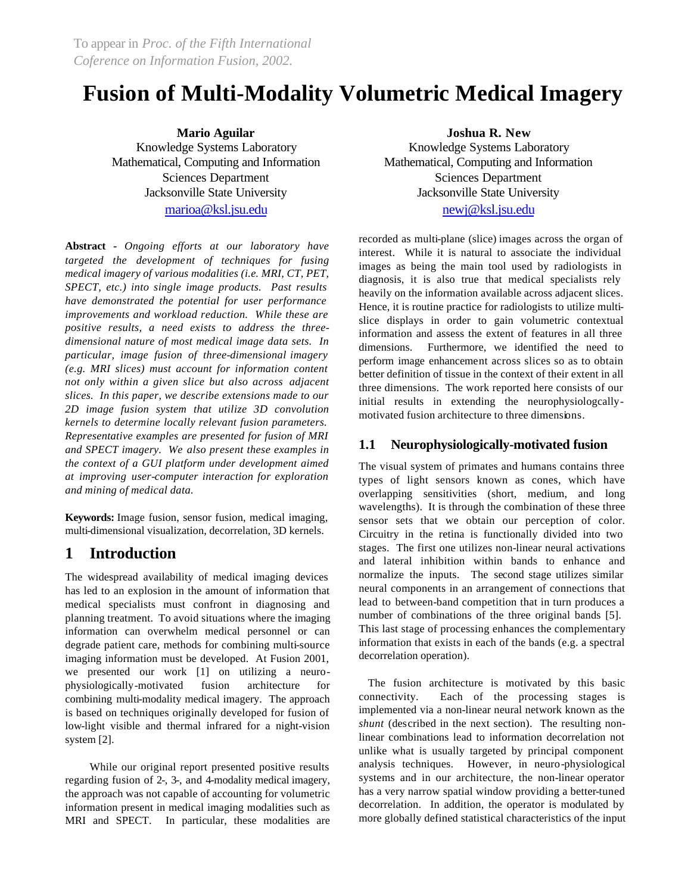To appear in *Proc. of the Fifth International Coference on Information Fusion, 2002.*

# Fusion of Multi-Modality Volumetric Medical Imagery

**Mario Aguilar**
Knowledge Systems Laboratory
Mathematical, Computing and Information Sciences Department
Jacksonville State University
marioa@ksl.jsu.edu

**Joshua R. New**
Knowledge Systems Laboratory
Mathematical, Computing and Information Sciences Department
Jacksonville State University
newj@ksl.jsu.edu

**Abstract -** *Ongoing efforts at our laboratory have targeted the development of techniques for fusing medical imagery of various modalities (i.e. MRI, CT, PET, SPECT, etc.) into single image products. Past results have demonstrated the potential for user performance improvements and workload reduction. While these are positive results, a need exists to address the three-dimensional nature of most medical image data sets. In particular, image fusion of three-dimensional imagery (e.g. MRI slices) must account for information content not only within a given slice but also across adjacent slices. In this paper, we describe extensions made to our 2D image fusion system that utilize 3D convolution kernels to determine locally relevant fusion parameters. Representative examples are presented for fusion of MRI and SPECT imagery. We also present these examples in the context of a GUI platform under development aimed at improving user-computer interaction for exploration and mining of medical data.*

**Keywords:** Image fusion, sensor fusion, medical imaging, multi-dimensional visualization, decorrelation, 3D kernels.

## 1 Introduction

The widespread availability of medical imaging devices has led to an explosion in the amount of information that medical specialists must confront in diagnosing and planning treatment. To avoid situations where the imaging information can overwhelm medical personnel or can degrade patient care, methods for combining multi-source imaging information must be developed. At Fusion 2001, we presented our work [1] on utilizing a neuro-physiologically-motivated fusion architecture for combining multi-modality medical imagery. The approach is based on techniques originally developed for fusion of low-light visible and thermal infrared for a night-vision system [2].

While our original report presented positive results regarding fusion of 2-, 3-, and 4-modality medical imagery, the approach was not capable of accounting for volumetric information present in medical imaging modalities such as MRI and SPECT. In particular, these modalities are recorded as multi-plane (slice) images across the organ of interest. While it is natural to associate the individual images as being the main tool used by radiologists in diagnosis, it is also true that medical specialists rely heavily on the information available across adjacent slices. Hence, it is routine practice for radiologists to utilize multi-slice displays in order to gain volumetric contextual information and assess the extent of features in all three dimensions. Furthermore, we identified the need to perform image enhancement across slices so as to obtain better definition of tissue in the context of their extent in all three dimensions. The work reported here consists of our initial results in extending the neurophysiologcally-motivated fusion architecture to three dimensions.

### 1.1 Neurophysiologically-motivated fusion

The visual system of primates and humans contains three types of light sensors known as cones, which have overlapping sensitivities (short, medium, and long wavelengths). It is through the combination of these three sensor sets that we obtain our perception of color. Circuitry in the retina is functionally divided into two stages. The first one utilizes non-linear neural activations and lateral inhibition within bands to enhance and normalize the inputs. The second stage utilizes similar neural components in an arrangement of connections that lead to between-band competition that in turn produces a number of combinations of the three original bands [5]. This last stage of processing enhances the complementary information that exists in each of the bands (e.g. a spectral decorrelation operation).

The fusion architecture is motivated by this basic connectivity. Each of the processing stages is implemented via a non-linear neural network known as the *shunt* (described in the next section). The resulting non-linear combinations lead to information decorrelation not unlike what is usually targeted by principal component analysis techniques. However, in neuro-physiological systems and in our architecture, the non-linear operator has a very narrow spatial window providing a better-tuned decorrelation. In addition, the operator is modulated by more globally defined statistical characteristics of the input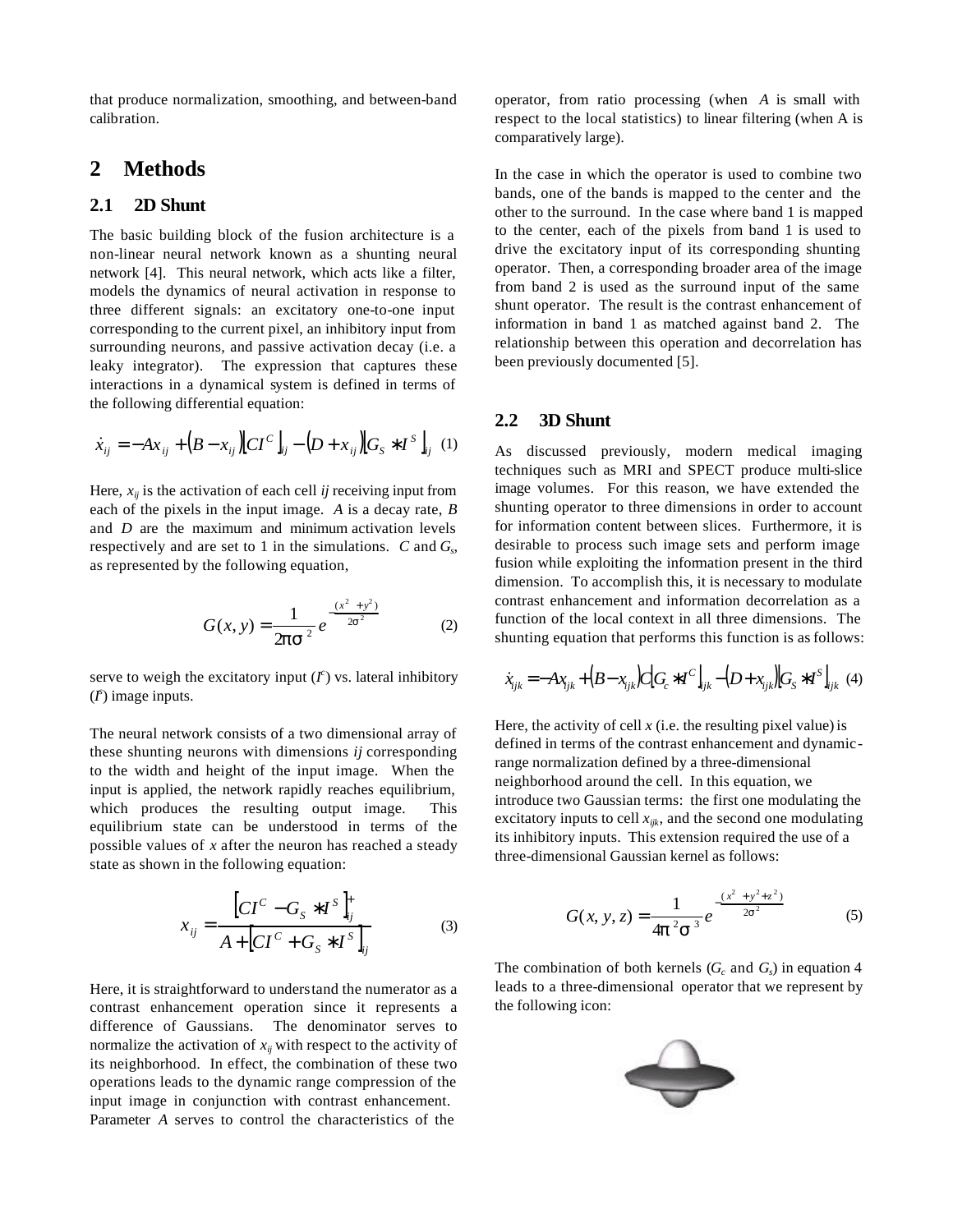that produce normalization, smoothing, and between-band calibration.

## 2 Methods

### 2.1 2D Shunt

The basic building block of the fusion architecture is a non-linear neural network known as a shunting neural network [4]. This neural network, which acts like a filter, models the dynamics of neural activation in response to three different signals: an excitatory one-to-one input corresponding to the current pixel, an inhibitory input from surrounding neurons, and passive activation decay (i.e. a leaky integrator). The expression that captures these interactions in a dynamical system is defined in terms of the following differential equation:

$$\dot{x}_{ij} = -Ax_{ij} + (B - x_{ij})[CI^C]_{ij} - (D + x_{ij})[G_S * I^S]_{ij} \quad (1)$$

Here, $x_{ij}$ is the activation of each cell *ij* receiving input from each of the pixels in the input image. *A* is a decay rate, *B* and *D* are the maximum and minimum activation levels respectively and are set to 1 in the simulations. *C* and $G_s$, as represented by the following equation,

$$G(x, y) = \frac{1}{2\pi\sigma^2} e^{-\frac{(x^2 + y^2)}{2\sigma^2}} \quad (2)$$

serve to weigh the excitatory input ($I^c$) vs. lateral inhibitory ($I^s$) image inputs.

The neural network consists of a two dimensional array of these shunting neurons with dimensions *ij* corresponding to the width and height of the input image. When the input is applied, the network rapidly reaches equilibrium, which produces the resulting output image. This equilibrium state can be understood in terms of the possible values of *x* after the neuron has reached a steady state as shown in the following equation:

$$x_{ij} = \frac{[CI^C - G_S * I^S]^+_{ij}}{A + [CI^C + G_S * I^S]_{ij}} \quad (3)$$

Here, it is straightforward to understand the numerator as a contrast enhancement operation since it represents a difference of Gaussians. The denominator serves to normalize the activation of $x_{ij}$ with respect to the activity of its neighborhood. In effect, the combination of these two operations leads to the dynamic range compression of the input image in conjunction with contrast enhancement. Parameter *A* serves to control the characteristics of the operator, from ratio processing (when *A* is small with respect to the local statistics) to linear filtering (when A is comparatively large).

In the case in which the operator is used to combine two bands, one of the bands is mapped to the center and the other to the surround. In the case where band 1 is mapped to the center, each of the pixels from band 1 is used to drive the excitatory input of its corresponding shunting operator. Then, a corresponding broader area of the image from band 2 is used as the surround input of the same shunt operator. The result is the contrast enhancement of information in band 1 as matched against band 2. The relationship between this operation and decorrelation has been previously documented [5].

### 2.2 3D Shunt

As discussed previously, modern medical imaging techniques such as MRI and SPECT produce multi-slice image volumes. For this reason, we have extended the shunting operator to three dimensions in order to account for information content between slices. Furthermore, it is desirable to process such image sets and perform image fusion while exploiting the information present in the third dimension. To accomplish this, it is necessary to modulate contrast enhancement and information decorrelation as a function of the local context in all three dimensions. The shunting equation that performs this function is as follows:

$$\dot{x}_{ijk} = -Ax_{ijk} + (B - x_{ijk})C[G_c * I^C]_{ijk} - (D + x_{ijk})[G_S * I^S]_{ijk} \quad (4)$$

Here, the activity of cell *x* (i.e. the resulting pixel value) is defined in terms of the contrast enhancement and dynamic-range normalization defined by a three-dimensional neighborhood around the cell. In this equation, we introduce two Gaussian terms: the first one modulating the excitatory inputs to cell $x_{ijk}$, and the second one modulating its inhibitory inputs. This extension required the use of a three-dimensional Gaussian kernel as follows:

$$G(x, y, z) = \frac{1}{4\pi^2\sigma^3} e^{-\frac{(x^2 + y^2 + z^2)}{2\sigma^2}} \quad (5)$$

The combination of both kernels ($G_c$ and $G_s$) in equation 4 leads to a three-dimensional operator that we represent by the following icon: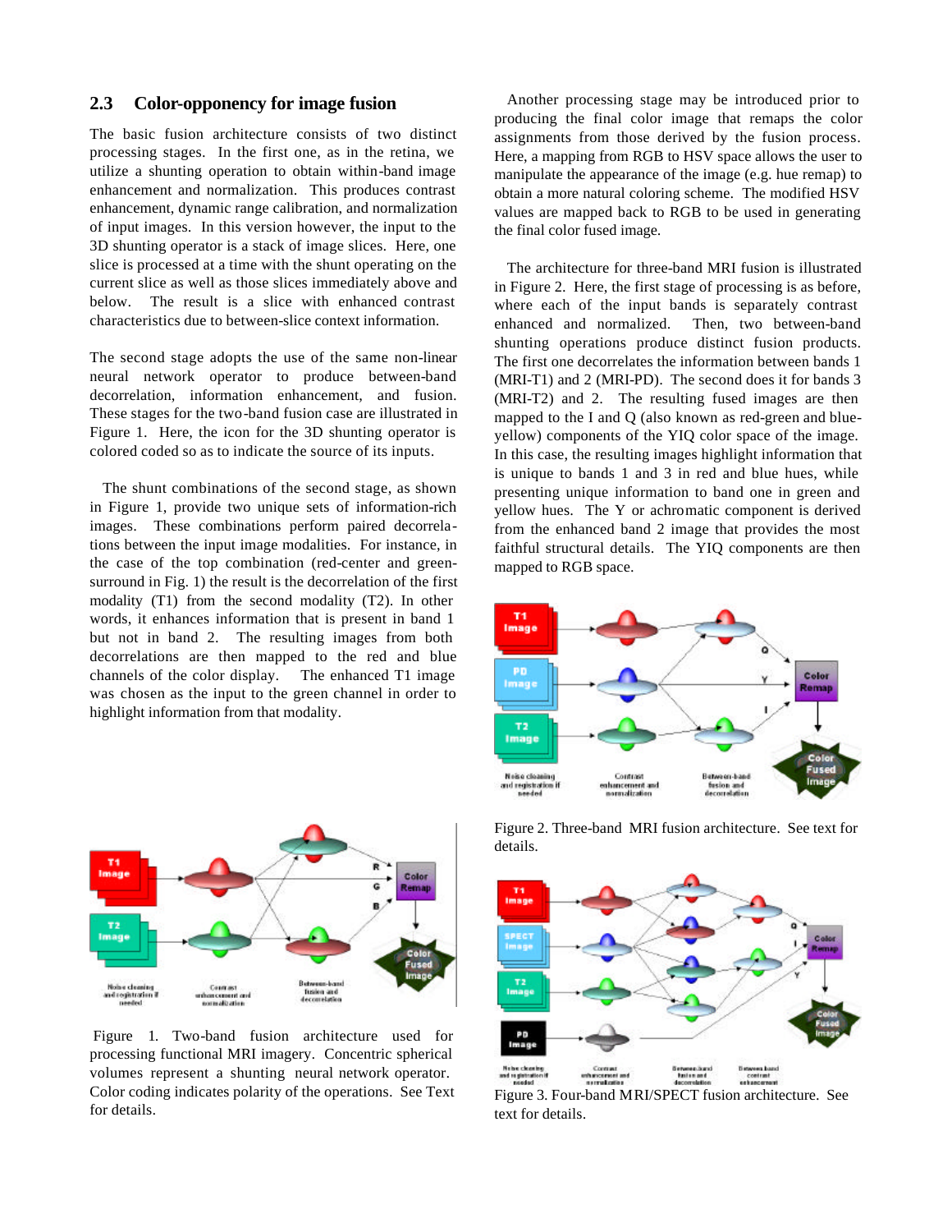## 2.3 Color-opponency for image fusion

The basic fusion architecture consists of two distinct processing stages. In the first one, as in the retina, we utilize a shunting operation to obtain within-band image enhancement and normalization. This produces contrast enhancement, dynamic range calibration, and normalization of input images. In this version however, the input to the 3D shunting operator is a stack of image slices. Here, one slice is processed at a time with the shunt operating on the current slice as well as those slices immediately above and below. The result is a slice with enhanced contrast characteristics due to between-slice context information.

The second stage adopts the use of the same non-linear neural network operator to produce between-band decorrelation, information enhancement, and fusion. These stages for the two-band fusion case are illustrated in Figure 1. Here, the icon for the 3D shunting operator is colored coded so as to indicate the source of its inputs.

The shunt combinations of the second stage, as shown in Figure 1, provide two unique sets of information-rich images. These combinations perform paired decorrelations between the input image modalities. For instance, in the case of the top combination (red-center and green-surround in Fig. 1) the result is the decorrelation of the first modality (T1) from the second modality (T2). In other words, it enhances information that is present in band 1 but not in band 2. The resulting images from both decorrelations are then mapped to the red and blue channels of the color display. The enhanced T1 image was chosen as the input to the green channel in order to highlight information from that modality.

Figure 1. Two-band fusion architecture used for processing functional MRI imagery. Concentric spherical volumes represent a shunting neural network operator. Color coding indicates polarity of the operations. See Text for details.

Another processing stage may be introduced prior to producing the final color image that remaps the color assignments from those derived by the fusion process. Here, a mapping from RGB to HSV space allows the user to manipulate the appearance of the image (e.g. hue remap) to obtain a more natural coloring scheme. The modified HSV values are mapped back to RGB to be used in generating the final color fused image.

The architecture for three-band MRI fusion is illustrated in Figure 2. Here, the first stage of processing is as before, where each of the input bands is separately contrast enhanced and normalized. Then, two between-band shunting operations produce distinct fusion products. The first one decorrelates the information between bands 1 (MRI-T1) and 2 (MRI-PD). The second does it for bands 3 (MRI-T2) and 2. The resulting fused images are then mapped to the I and Q (also known as red-green and blue-yellow) components of the YIQ color space of the image. In this case, the resulting images highlight information that is unique to bands 1 and 3 in red and blue hues, while presenting unique information to band one in green and yellow hues. The Y or achromatic component is derived from the enhanced band 2 image that provides the most faithful structural details. The YIQ components are then mapped to RGB space.

Figure 2. Three-band MRI fusion architecture. See text for details.

Figure 3. Four-band MRI/SPECT fusion architecture. See text for details.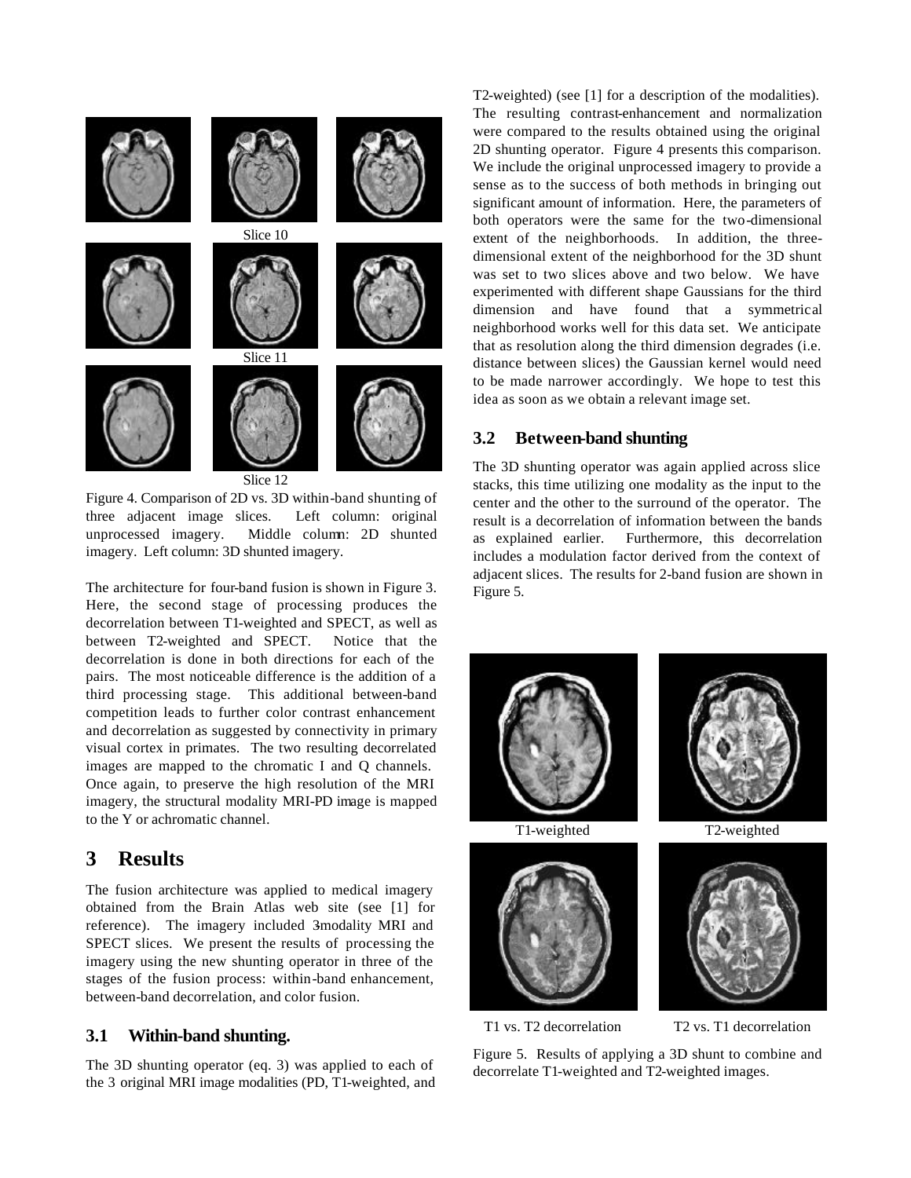Slice 10

Slice 11

Slice 12

Figure 4. Comparison of 2D vs. 3D within-band shunting of three adjacent image slices. Left column: original unprocessed imagery. Middle column: 2D shunted imagery. Left column: 3D shunted imagery.

The architecture for four-band fusion is shown in Figure 3. Here, the second stage of processing produces the decorrelation between T1-weighted and SPECT, as well as between T2-weighted and SPECT. Notice that the decorrelation is done in both directions for each of the pairs. The most noticeable difference is the addition of a third processing stage. This additional between-band competition leads to further color contrast enhancement and decorrelation as suggested by connectivity in primary visual cortex in primates. The two resulting decorrelated images are mapped to the chromatic I and Q channels. Once again, to preserve the high resolution of the MRI imagery, the structural modality MRI-PD image is mapped to the Y or achromatic channel.

# 3 Results

The fusion architecture was applied to medical imagery obtained from the Brain Atlas web site (see [1] for reference). The imagery included 3 modality MRI and SPECT slices. We present the results of processing the imagery using the new shunting operator in three of the stages of the fusion process: within-band enhancement, between-band decorrelation, and color fusion.

## 3.1 Within-band shunting.

The 3D shunting operator (eq. 3) was applied to each of the 3 original MRI image modalities (PD, T1-weighted, and T2-weighted) (see [1] for a description of the modalities). The resulting contrast-enhancement and normalization were compared to the results obtained using the original 2D shunting operator. Figure 4 presents this comparison. We include the original unprocessed imagery to provide a sense as to the success of both methods in bringing out significant amount of information. Here, the parameters of both operators were the same for the two-dimensional extent of the neighborhoods. In addition, the three-dimensional extent of the neighborhood for the 3D shunt was set to two slices above and two below. We have experimented with different shape Gaussians for the third dimension and have found that a symmetrical neighborhood works well for this data set. We anticipate that as resolution along the third dimension degrades (i.e. distance between slices) the Gaussian kernel would need to be made narrower accordingly. We hope to test this idea as soon as we obtain a relevant image set.

## 3.2 Between-band shunting

The 3D shunting operator was again applied across slice stacks, this time utilizing one modality as the input to the center and the other to the surround of the operator. The result is a decorrelation of information between the bands as explained earlier. Furthermore, this decorrelation includes a modulation factor derived from the context of adjacent slices. The results for 2-band fusion are shown in Figure 5.

T1-weighted

T2-weighted

T1 vs. T2 decorrelation

T2 vs. T1 decorrelation

Figure 5. Results of applying a 3D shunt to combine and decorrelate T1-weighted and T2-weighted images.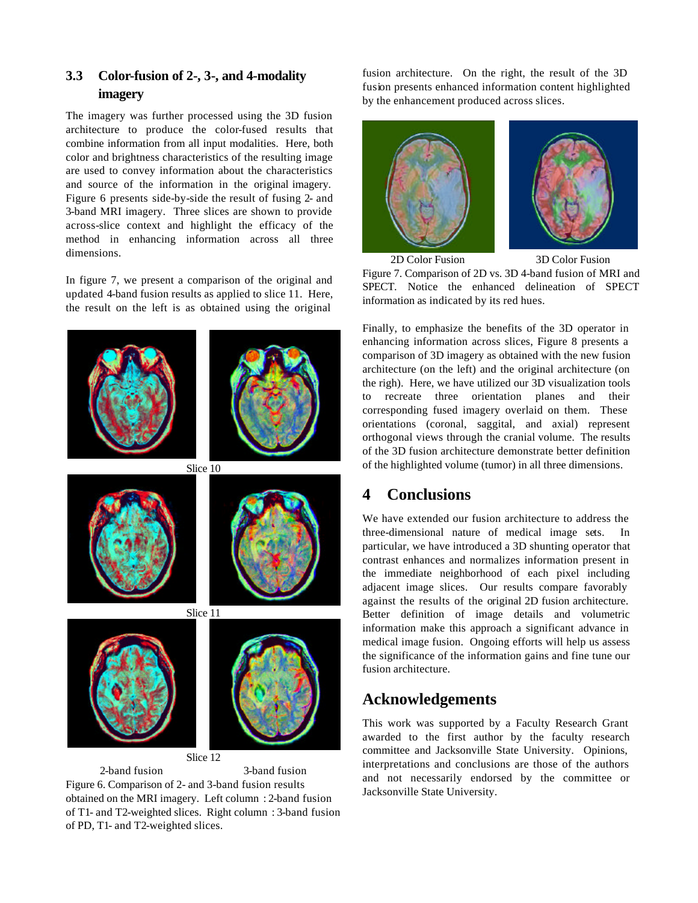### 3.3 Color-fusion of 2-, 3-, and 4-modality imagery

The imagery was further processed using the 3D fusion architecture to produce the color-fused results that combine information from all input modalities. Here, both color and brightness characteristics of the resulting image are used to convey information about the characteristics and source of the information in the original imagery. Figure 6 presents side-by-side the result of fusing 2- and 3-band MRI imagery. Three slices are shown to provide across-slice context and highlight the efficacy of the method in enhancing information across all three dimensions.

In figure 7, we present a comparison of the original and updated 4-band fusion results as applied to slice 11. Here, the result on the left is as obtained using the original fusion architecture. On the right, the result of the 3D fusion presents enhanced information content highlighted by the enhancement produced across slices.

Slice 10

Slice 11

Slice 12

2-band fusion 3-band fusion

Figure 6. Comparison of 2- and 3-band fusion results obtained on the MRI imagery. Left column : 2-band fusion of T1- and T2-weighted slices. Right column : 3-band fusion of PD, T1- and T2-weighted slices.

2D Color Fusion 3D Color Fusion

Figure 7. Comparison of 2D vs. 3D 4-band fusion of MRI and SPECT. Notice the enhanced delineation of SPECT information as indicated by its red hues.

Finally, to emphasize the benefits of the 3D operator in enhancing information across slices, Figure 8 presents a comparison of 3D imagery as obtained with the new fusion architecture (on the left) and the original architecture (on the righ). Here, we have utilized our 3D visualization tools to recreate three orientation planes and their corresponding fused imagery overlaid on them. These orientations (coronal, saggital, and axial) represent orthogonal views through the cranial volume. The results of the 3D fusion architecture demonstrate better definition of the highlighted volume (tumor) in all three dimensions.

## 4 Conclusions

We have extended our fusion architecture to address the three-dimensional nature of medical image sets. In particular, we have introduced a 3D shunting operator that contrast enhances and normalizes information present in the immediate neighborhood of each pixel including adjacent image slices. Our results compare favorably against the results of the original 2D fusion architecture. Better definition of image details and volumetric information make this approach a significant advance in medical image fusion. Ongoing efforts will help us assess the significance of the information gains and fine tune our fusion architecture.

## Acknowledgements

This work was supported by a Faculty Research Grant awarded to the first author by the faculty research committee and Jacksonville State University. Opinions, interpretations and conclusions are those of the authors and not necessarily endorsed by the committee or Jacksonville State University.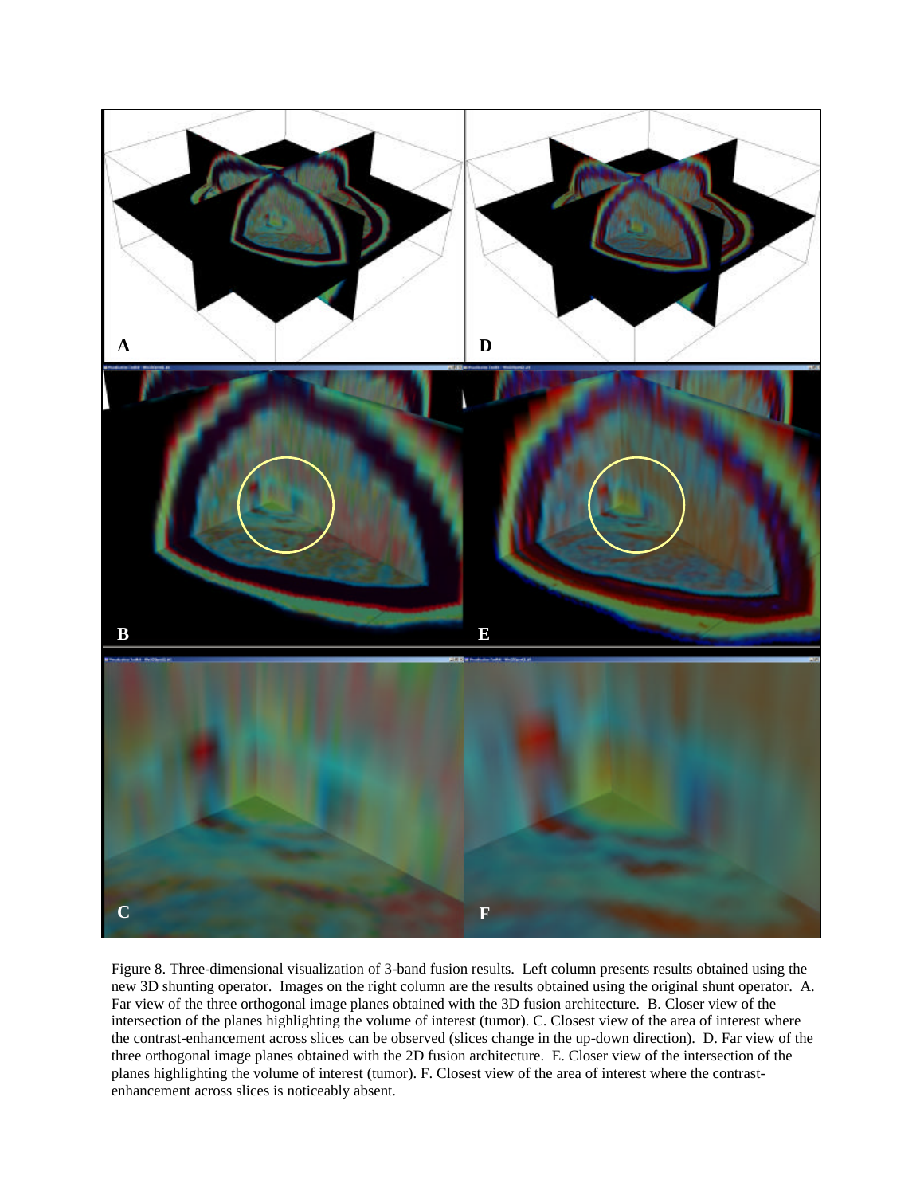Figure 8. Three-dimensional visualization of 3-band fusion results. Left column presents results obtained using the new 3D shunting operator. Images on the right column are the results obtained using the original shunt operator. A. Far view of the three orthogonal image planes obtained with the 3D fusion architecture. B. Closer view of the intersection of the planes highlighting the volume of interest (tumor). C. Closest view of the area of interest where the contrast-enhancement across slices can be observed (slices change in the up-down direction). D. Far view of the three orthogonal image planes obtained with the 2D fusion architecture. E. Closer view of the intersection of the planes highlighting the volume of interest (tumor). F. Closest view of the area of interest where the contrast-enhancement across slices is noticeably absent.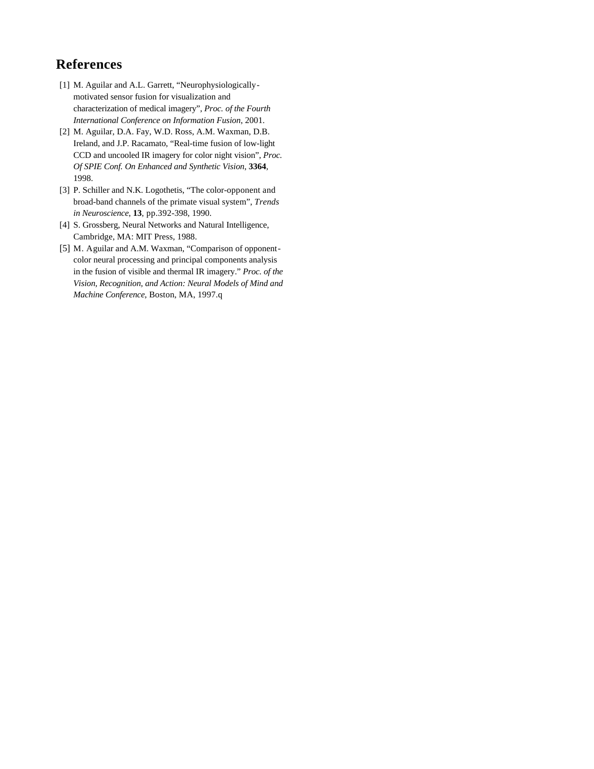## References

[1] M. Aguilar and A.L. Garrett, "Neurophysiologically-motivated sensor fusion for visualization and characterization of medical imagery", *Proc. of the Fourth International Conference on Information Fusion*, 2001.

[2] M. Aguilar, D.A. Fay, W.D. Ross, A.M. Waxman, D.B. Ireland, and J.P. Racamato, "Real-time fusion of low-light CCD and uncooled IR imagery for color night vision", *Proc. Of SPIE Conf. On Enhanced and Synthetic Vision*, **3364**, 1998.

[3] P. Schiller and N.K. Logothetis, "The color-opponent and broad-band channels of the primate visual system", *Trends in Neuroscience*, **13**, pp.392-398, 1990.

[4] S. Grossberg, Neural Networks and Natural Intelligence, Cambridge, MA: MIT Press, 1988.

[5] M. Aguilar and A.M. Waxman, "Comparison of opponent-color neural processing and principal components analysis in the fusion of visible and thermal IR imagery." *Proc. of the Vision, Recognition, and Action: Neural Models of Mind and Machine Conference*, Boston, MA, 1997.q